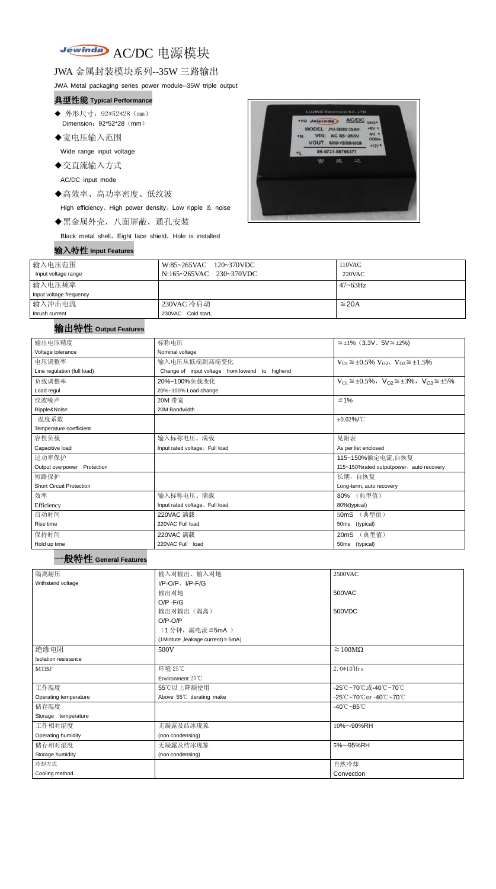# Jewinda AC/DC 电源模块

JWA 金属封装模块系列--35W 三路输出

JWA Metal packaging series power module--35W triple output

## 典型性能 Typical Performance

- ◆ 外形尺寸：92\*52\*28（mm）
  Dimension：92\*52\*28（mm）
- ◆宽电压输入范围
  Wide range input voltage
- ◆交直流输入方式
  AC/DC input mode
- ◆高效率、高功率密度、低纹波
  High efficiency、High power density、Low ripple ＆ noise
- ◆黑金属外壳，八面屏蔽，通孔安装
  Black metal shell，Eight face shield，Hole is installed

## 输入特性 Input Features

| 输入电压范围<br>Input voltage range | W:85~265VAC 120~370VDC<br>N:165~265VAC 230~370VDC | 110VAC<br>220VAC |
|---|---|---|
| 输入电压频率<br>Input voltage frequency | | 47~63Hz |
| 输入冲击电流<br>Inrush current | 230VAC 冷启动<br>230VAC Cold start, | ≦20A |

## 输出特性 Output Features

| 输出电压精度<br>Voltage tolerance | 标称电压<br>Nominal voltage | ≦±1%（3.3V、5V≦±2%) |
|---|---|---|
| 电压调整率<br>Line regulation (full load) | 输入电压从低端到高端变化<br>Change of input voltage from lowend to highend | $V_{O1}$≦±0.5% $V_{O2}$、$V_{O3}$≦±1.5% |
| 负载调整率<br>Load regul | 20%~100%负载变化<br>20%~100% Load change | $V_{O1}$≦±0.5%，$V_{O2}$≦±3%，$V_{O3}$≦±5% |
| 纹波噪声<br>Ripple&Noise | 20M 带宽<br>20M Bandwidth | ≦1% |
| 温度系数<br>Temperature coefficient | | ±0.02%/℃ |
| 容性负载<br>Capacitive load | 输入标称电压、满载<br>Input rated voltage、Full load | 见附表<br>As per list enclosed |
| 过功率保护<br>Output overpower Protection | | 115~150%额定电流,自恢复<br>115~150%rated outputpower，auto recovery |
| 短路保护<br>Short Circuit Protection | | 长期，自恢复<br>Long-term, auto recovery |
| 效率<br>Efficiency | 输入标称电压、满载<br>Input rated voltage、Full load | 80% （典型值）<br>80%(typical) |
| 启动时间<br>Rise time | 220VAC 满载<br>220VAC Full load | 50mS （典型值）<br>50ms (typical) |
| 保持时间<br>Hold up time | 220VAC 满载<br>220VAC Full load | 20mS （典型值）<br>50ms (typical) |

## 一般特性 General Features

| 隔离耐压<br>Withstand voltage | 输入对输出、输入对地<br>I/P-O/P、I/P-F/G | 2500VAC |
|---|---|---|
| | 输出对地<br>O/P -F/G | 500VAC |
| | 输出对输出（隔离）<br>O/P-O/P | 500VDC |
| | （1 分钟，漏电流≦5mA ）<br>(1Mintute ,leakage current)≦5mA) | |
| 绝缘电阻<br>Isolation resistance | 500V | ≧100MΩ |
| MTBF | 环境 25℃<br>Environment 25℃ | $2.0*10^5$Hrs |
| 工作温度<br>Operating temperature | 55℃以上降额使用<br>Above 55℃ derating make | -25℃~70℃或-40℃~70℃<br>-25℃~70℃or -40℃~70℃ |
| 储存温度<br>Storage temperature | | -40℃~85℃ |
| 工作相对湿度<br>Operating humidity | 无凝露及结冰现象<br>(non condensing) | 10%~-90%RH |
| 储存相对湿度<br>Storage humidity | 无凝露及结冰现象<br>(non condensing) | 5%~-95%RH |
| 冷却方式<br>Cooling method | | 自然冷却<br>Convection |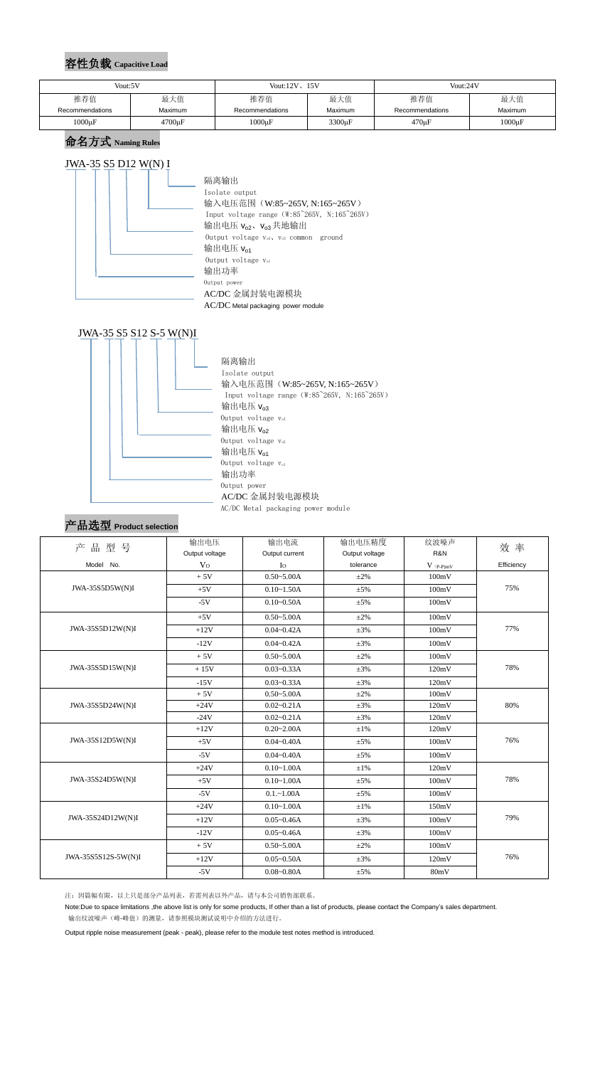## 容性负载 Capacitive Load

| Vout:5V | | Vout:12V、15V | | Vout:24V | |
|---|---|---|---|---|---|
| 推荐值 Recommendations | 最大值 Maximum | 推荐值 Recommendations | 最大值 Maximum | 推荐值 Recommendations | 最大值 Maximum |
| 1000μF | 4700μF | 1000μF | 3300μF | 470μF | 1000μF |

## 命名方式 Naming Rules

JWA-35 S5 D12 W(N) I

- 隔离输出 Isolate output
- 输入电压范围（W:85~265V, N:165~265V） Input voltage range (W:85~265V, N:165~265V)
- 输出电压 $V_{o2}$、$V_{o3}$ 共地输出 Output voltage $V_{o2}$、$V_{o3}$ common ground
- 输出电压 $V_{o1}$ Output voltage $V_{o1}$
- 输出功率 Output power
- AC/DC 金属封装电源模块 AC/DC Metal packaging power module

JWA-35 S5 S12 S-5 W(N)I

- 隔离输出 Isolate output
- 输入电压范围（W:85~265V, N:165~265V） Input voltage range (W:85~265V, N:165~265V)
- 输出电压 $V_{o3}$ Output voltage $V_{o3}$
- 输出电压 $V_{o2}$ Output voltage $V_{o2}$
- 输出电压 $V_{o1}$ Output voltage $V_{o1}$
- 输出功率 Output power
- AC/DC 金属封装电源模块 AC/DC Metal packaging power module

## 产品选型 Product selection

| 产品型号 Model No. | 输出电压 Output voltage $V_O$ | 输出电流 Output current $I_O$ | 输出电压精度 Output voltage tolerance | 纹波噪声 R&N $V_{(P-P)mV}$ | 效率 Efficiency |
|---|---|---|---|---|---|
| JWA-35S5D5W(N)I | + 5V | 0.50~5.00A | ±2% | 100mV | 75% |
| | +5V | 0.10~1.50A | ±5% | 100mV | |
| | -5V | 0.10~0.50A | ±5% | 100mV | |
| JWA-35S5D12W(N)I | +5V | 0.50~5.00A | ±2% | 100mV | 77% |
| | +12V | 0.04~0.42A | ±3% | 100mV | |
| | -12V | 0.04~0.42A | ±3% | 100mV | |
| JWA-35S5D15W(N)I | + 5V | 0.50~5.00A | ±2% | 100mV | 78% |
| | + 15V | 0.03~0.33A | ±3% | 120mV | |
| | -15V | 0.03~0.33A | ±3% | 120mV | |
| JWA-35S5D24W(N)I | + 5V | 0.50~5.00A | ±2% | 100mV | 80% |
| | +24V | 0.02~0.21A | ±3% | 120mV | |
| | -24V | 0.02~0.21A | ±3% | 120mV | |
| JWA-35S12D5W(N)I | +12V | 0.20~2.00A | ±1% | 120mV | 76% |
| | +5V | 0.04~0.40A | ±5% | 100mV | |
| | -5V | 0.04~0.40A | ±5% | 100mV | |
| JWA-35S24D5W(N)I | +24V | 0.10~1.00A | ±1% | 120mV | 78% |
| | +5V | 0.10~1.00A | ±5% | 100mV | |
| | -5V | 0.1.~1.00A | ±5% | 100mV | |
| JWA-35S24D12W(N)I | +24V | 0.10~1.00A | ±1% | 150mV | 79% |
| | +12V | 0.05~0.46A | ±3% | 100mV | |
| | -12V | 0.05~0.46A | ±3% | 100mV | |
| JWA-35S5S12S-5W(N)I | + 5V | 0.50~5.00A | ±2% | 100mV | 76% |
| | +12V | 0.05~0.50A | ±3% | 120mV | |
| | -5V | 0.08~0.80A | ±5% | 80mV | |

注：因篇幅有限，以上只是部分产品列表，若需列表以外产品，请与本公司销售部联系。

Note:Due to space limitations ,the above list is only for some products, If other than a list of products, please contact the Company's sales department.

输出纹波噪声（峰-峰值）的测量，请参照模块测试说明中介绍的方法进行。

Output ripple noise measurement (peak - peak), please refer to the module test notes method is introduced.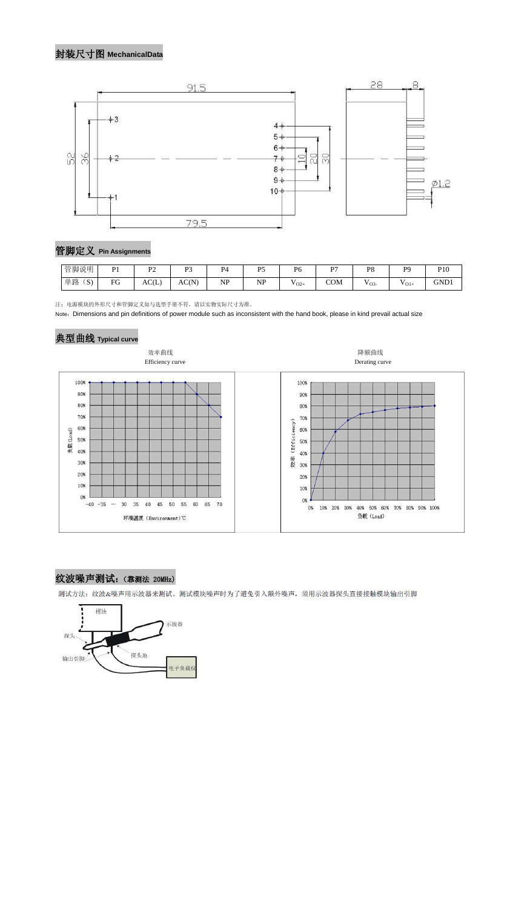## 封装尺寸图 MechanicalData

91.5

79.5

52

36

28

8

10

20

30

Ø1.2

## 管脚定义 Pin Assignments

| 管脚说明 | P1 | P2 | P3 | P4 | P5 | P6 | P7 | P8 | P9 | P10 |
|---|---|---|---|---|---|---|---|---|---|---|
| 单路（S） | FG | AC(L) | AC(N) | NP | NP | $V_{O2+}$ | COM | $V_{O3-}$ | $V_{O1+}$ | GND1 |

注：电源模块的外形尺寸和管脚定义如与选型手册不符，请以实物实际尺寸为准。

Note：Dimensions and pin definitions of power module such as inconsistent with the hand book, please in kind prevail actual size

## 典型曲线 Typical curve

效率曲线

Efficiency curve

100%
90%
80%
70%
60%
50%
40%
30%
20%
10%
0%

负载(Load)

-40 -35 … 30 35 40 45 50 55 60 65 70

环境温度（Environment)℃

降额曲线

Derating curve

100%
90%
80%
70%
60%
50%
40%
30%
20%
10%
0%

效率（Efficiency）

0% 10% 20% 30% 40% 50% 60% 70% 80% 90% 100%

负载（Load）

## 纹波噪声测试：（靠测法 20MHz）

测试方法：纹波&噪声用示波器来测试。测试模块噪声时为了避免引入额外噪声，须用示波器探头直接接触模块输出引脚

模块

示波器

探头

探头地

输出引脚

电子负载仪